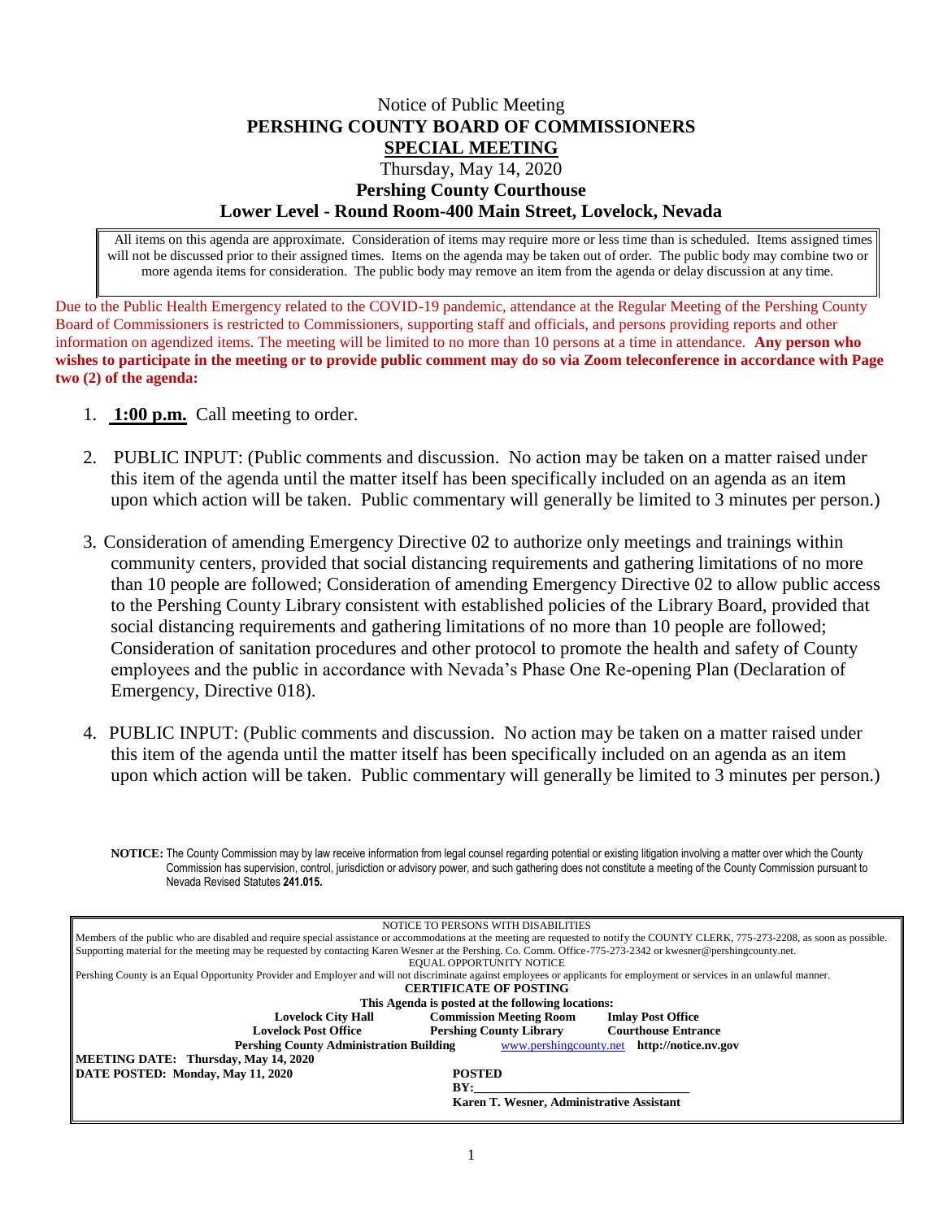# Notice of Public Meeting

# **PERSHING COUNTY BOARD OF COMMISSIONERS**

## **SPECIAL MEETING**

Thursday, May 14, 2020

**Pershing County Courthouse**

**Lower Level - Round Room-400 Main Street, Lovelock, Nevada**

All items on this agenda are approximate. Consideration of items may require more or less time than is scheduled. Items assigned times will not be discussed prior to their assigned times. Items on the agenda may be taken out of order. The public body may combine two or more agenda items for consideration. The public body may remove an item from the agenda or delay discussion at any time.

Due to the Public Health Emergency related to the COVID-19 pandemic, attendance at the Regular Meeting of the Pershing County Board of Commissioners is restricted to Commissioners, supporting staff and officials, and persons providing reports and other information on agendized items. The meeting will be limited to no more than 10 persons at a time in attendance. **Any person who wishes to participate in the meeting or to provide public comment may do so via Zoom teleconference in accordance with Page two (2) of the agenda:**

1. **1:00 p.m.** Call meeting to order.

2. PUBLIC INPUT: (Public comments and discussion. No action may be taken on a matter raised under this item of the agenda until the matter itself has been specifically included on an agenda as an item upon which action will be taken. Public commentary will generally be limited to 3 minutes per person.)

3. Consideration of amending Emergency Directive 02 to authorize only meetings and trainings within community centers, provided that social distancing requirements and gathering limitations of no more than 10 people are followed; Consideration of amending Emergency Directive 02 to allow public access to the Pershing County Library consistent with established policies of the Library Board, provided that social distancing requirements and gathering limitations of no more than 10 people are followed; Consideration of sanitation procedures and other protocol to promote the health and safety of County employees and the public in accordance with Nevada's Phase One Re-opening Plan (Declaration of Emergency, Directive 018).

4. PUBLIC INPUT: (Public comments and discussion. No action may be taken on a matter raised under this item of the agenda until the matter itself has been specifically included on an agenda as an item upon which action will be taken. Public commentary will generally be limited to 3 minutes per person.)

**NOTICE:** The County Commission may by law receive information from legal counsel regarding potential or existing litigation involving a matter over which the County Commission has supervision, control, jurisdiction or advisory power, and such gathering does not constitute a meeting of the County Commission pursuant to Nevada Revised Statutes **241.015.**

NOTICE TO PERSONS WITH DISABILITIES

Members of the public who are disabled and require special assistance or accommodations at the meeting are requested to notify the COUNTY CLERK, 775-273-2208, as soon as possible. Supporting material for the meeting may be requested by contacting Karen Wesner at the Pershing. Co. Comm. Office-775-273-2342 or kwesner@pershingcounty.net.

EQUAL OPPORTUNITY NOTICE

Pershing County is an Equal Opportunity Provider and Employer and will not discriminate against employees or applicants for employment or services in an unlawful manner.

**CERTIFICATE OF POSTING**

**This Agenda is posted at the following locations:**

**Lovelock City Hall** | **Commission Meeting Room** | **Imlay Post Office**
**Lovelock Post Office** | **Pershing County Library** | **Courthouse Entrance**
**Pershing County Administration Building** | www.pershingcounty.net | **http://notice.nv.gov**

**MEETING DATE: Thursday, May 14, 2020**

**DATE POSTED: Monday, May 11, 2020**

**POSTED**

**BY:\_\_\_\_\_\_\_\_\_\_\_\_\_\_\_\_\_\_\_\_\_\_\_\_\_\_\_\_\_\_\_\_**

**Karen T. Wesner, Administrative Assistant**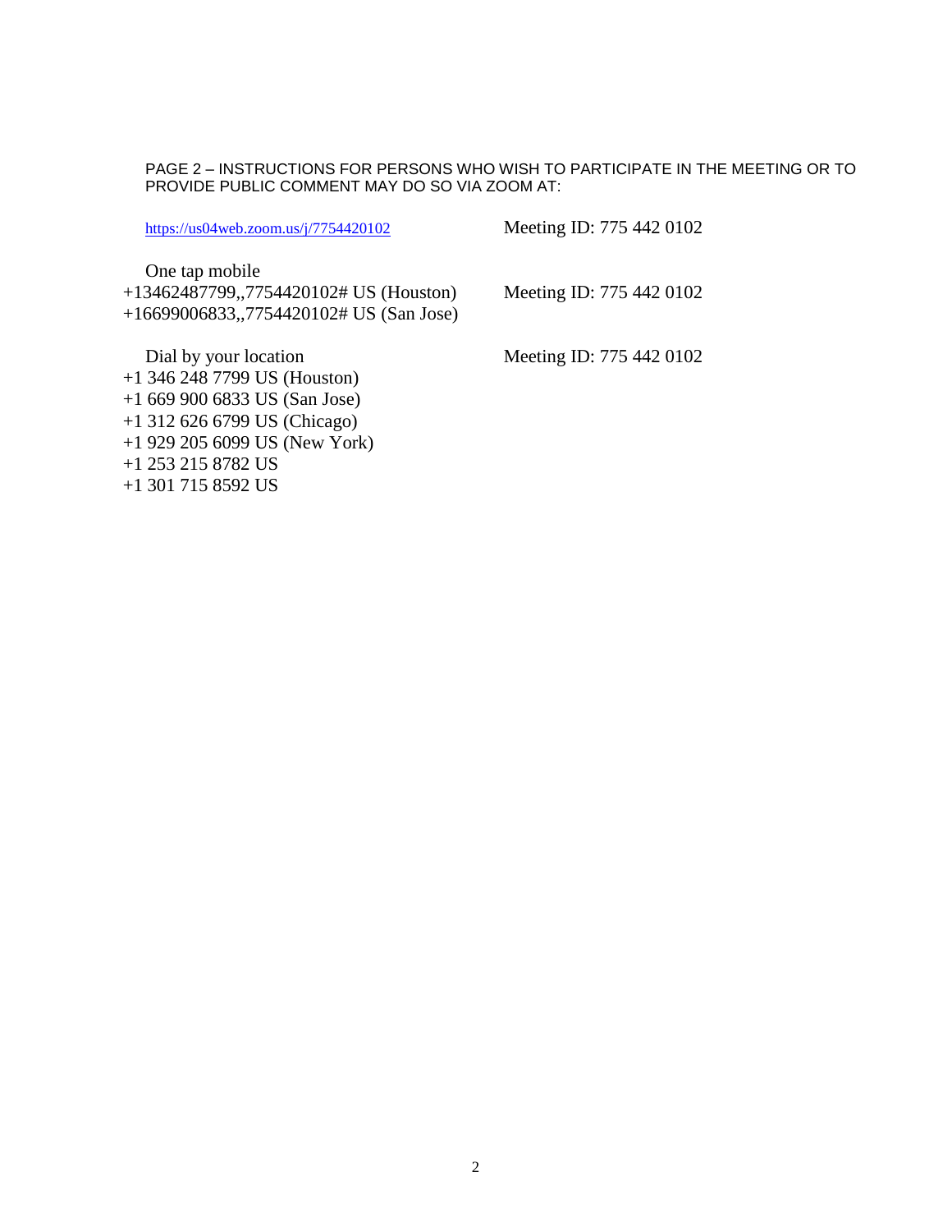PAGE 2 – INSTRUCTIONS FOR PERSONS WHO WISH TO PARTICIPATE IN THE MEETING OR TO PROVIDE PUBLIC COMMENT MAY DO SO VIA ZOOM AT:

https://us04web.zoom.us/j/7754420102 Meeting ID: 775 442 0102

One tap mobile
+13462487799,,7754420102# US (Houston) Meeting ID: 775 442 0102
+16699006833,,7754420102# US (San Jose)

Dial by your location Meeting ID: 775 442 0102
+1 346 248 7799 US (Houston)
+1 669 900 6833 US (San Jose)
+1 312 626 6799 US (Chicago)
+1 929 205 6099 US (New York)
+1 253 215 8782 US
+1 301 715 8592 US